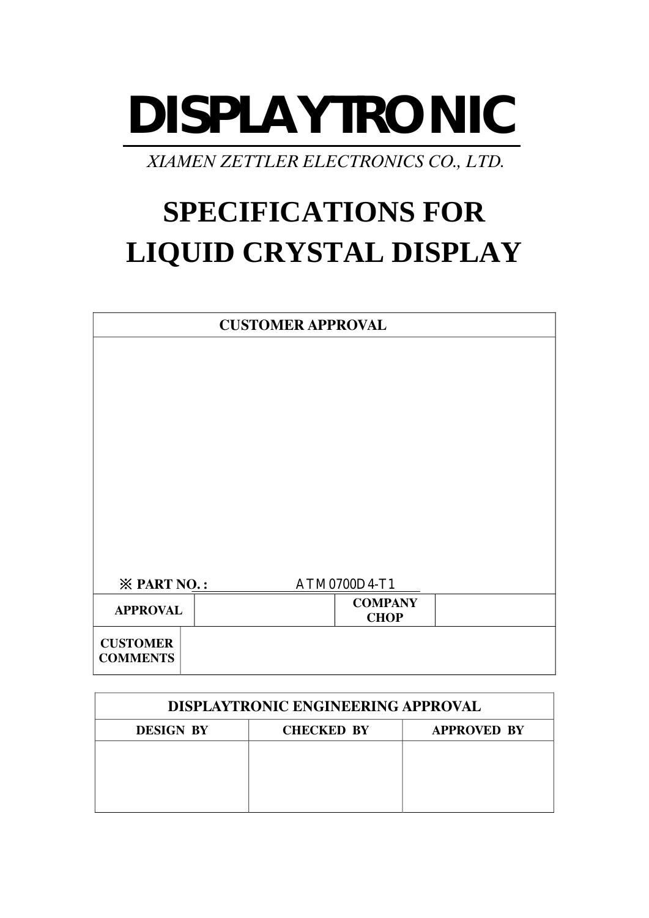# DISPLAYTRONIC

*XIAMEN ZETTLER ELECTRONICS CO., LTD.*

# SPECIFICATIONS FOR LIQUID CRYSTAL DISPLAY

| CUSTOMER APPROVAL | | | |
|---|---|---|---|
| ※ **PART NO. :** ATM0700D4-T1 | | | |
| **APPROVAL** | | **COMPANY CHOP** | |
| **CUSTOMER COMMENTS** | | | |

| DISPLAYTRONIC ENGINEERING APPROVAL | | |
|---|---|---|
| **DESIGN BY** | **CHECKED BY** | **APPROVED BY** |
| | | |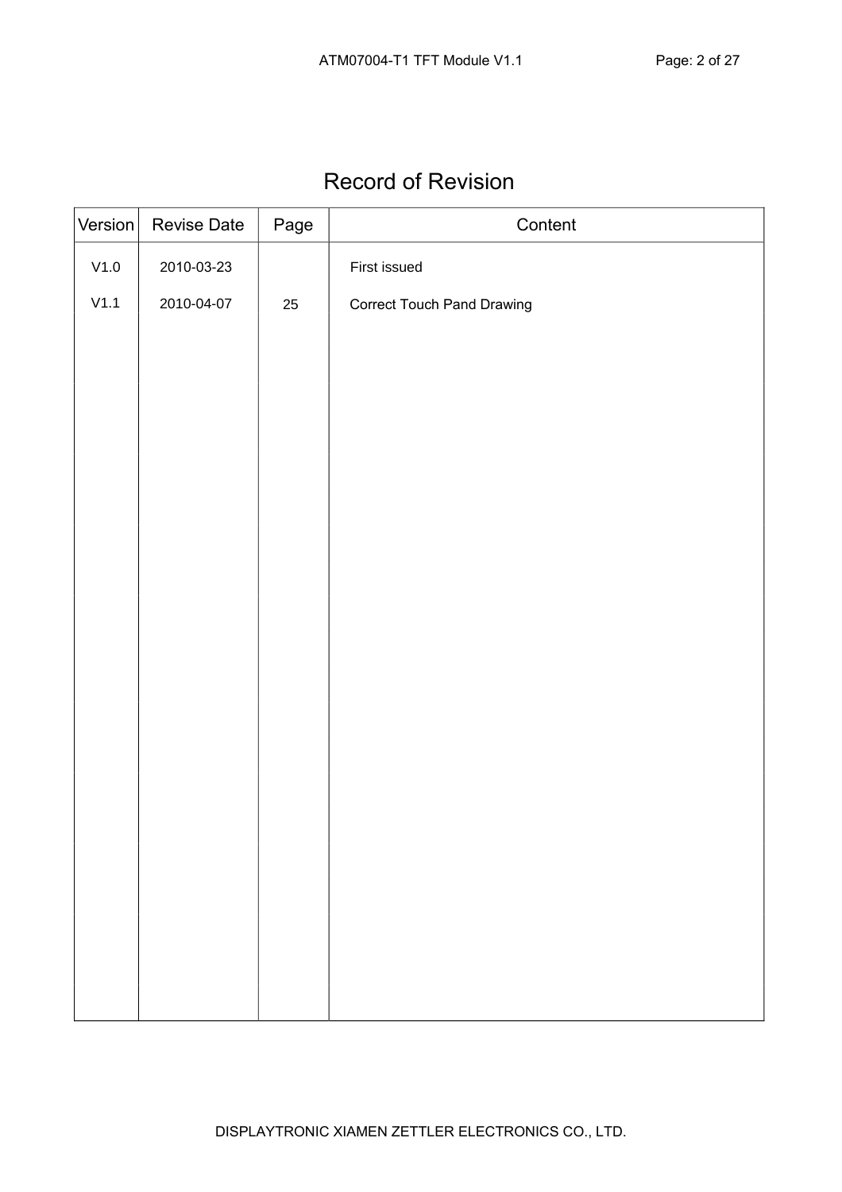# Record of Revision

| Version | Revise Date | Page | Content |
|---|---|---|---|
| V1.0 | 2010-03-23 | | First issued |
| V1.1 | 2010-04-07 | 25 | Correct Touch Pand Drawing |

DISPLAYTRONIC XIAMEN ZETTLER ELECTRONICS CO., LTD.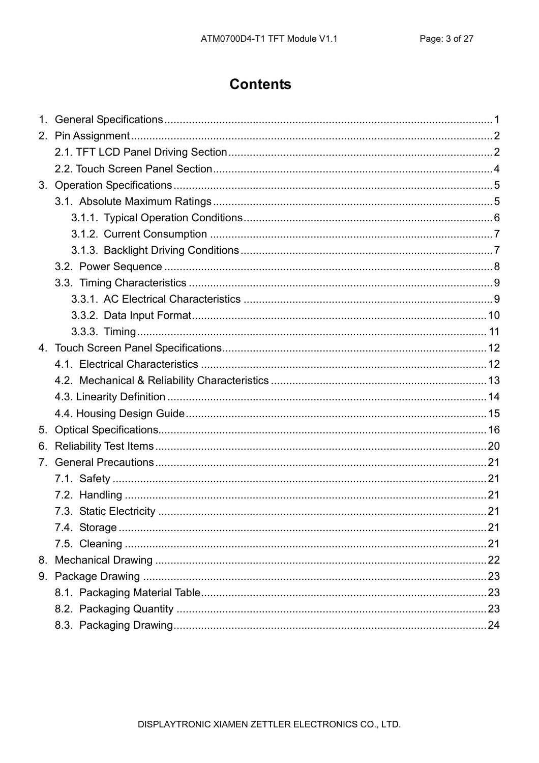# Contents

1. General Specifications ........................................................................................................ 1
2. Pin Assignment .................................................................................................................... 2
    2.1. TFT LCD Panel Driving Section ..................................................................................... 2
    2.2. Touch Screen Panel Section .......................................................................................... 4
3. Operation Specifications ...................................................................................................... 5
    3.1. Absolute Maximum Ratings ........................................................................................... 5
        3.1.1. Typical Operation Conditions ................................................................................. 6
        3.1.2. Current Consumption ............................................................................................ 7
        3.1.3. Backlight Driving Conditions .................................................................................. 7
    3.2. Power Sequence ........................................................................................................... 8
    3.3. Timing Characteristics ................................................................................................... 9
        3.3.1. AC Electrical Characteristics ................................................................................. 9
        3.3.2. Data Input Format ................................................................................................. 10
        3.3.3. Timing .................................................................................................................. 11
4. Touch Screen Panel Specifications ..................................................................................... 12
    4.1. Electrical Characteristics ............................................................................................. 12
    4.2. Mechanical & Reliability Characteristics ...................................................................... 13
    4.3. Linearity Definition ........................................................................................................ 14
    4.4. Housing Design Guide .................................................................................................. 15
5. Optical Specifications .......................................................................................................... 16
6. Reliability Test Items ........................................................................................................... 20
7. General Precautions ............................................................................................................ 21
    7.1. Safety ........................................................................................................................... 21
    7.2. Handling ....................................................................................................................... 21
    7.3. Static Electricity ............................................................................................................ 21
    7.4. Storage ......................................................................................................................... 21
    7.5. Cleaning ....................................................................................................................... 21
8. Mechanical Drawing ............................................................................................................ 22
9. Package Drawing ................................................................................................................ 23
    8.1. Packaging Material Table .............................................................................................. 23
    8.2. Packaging Quantity ...................................................................................................... 23
    8.3. Packaging Drawing ....................................................................................................... 24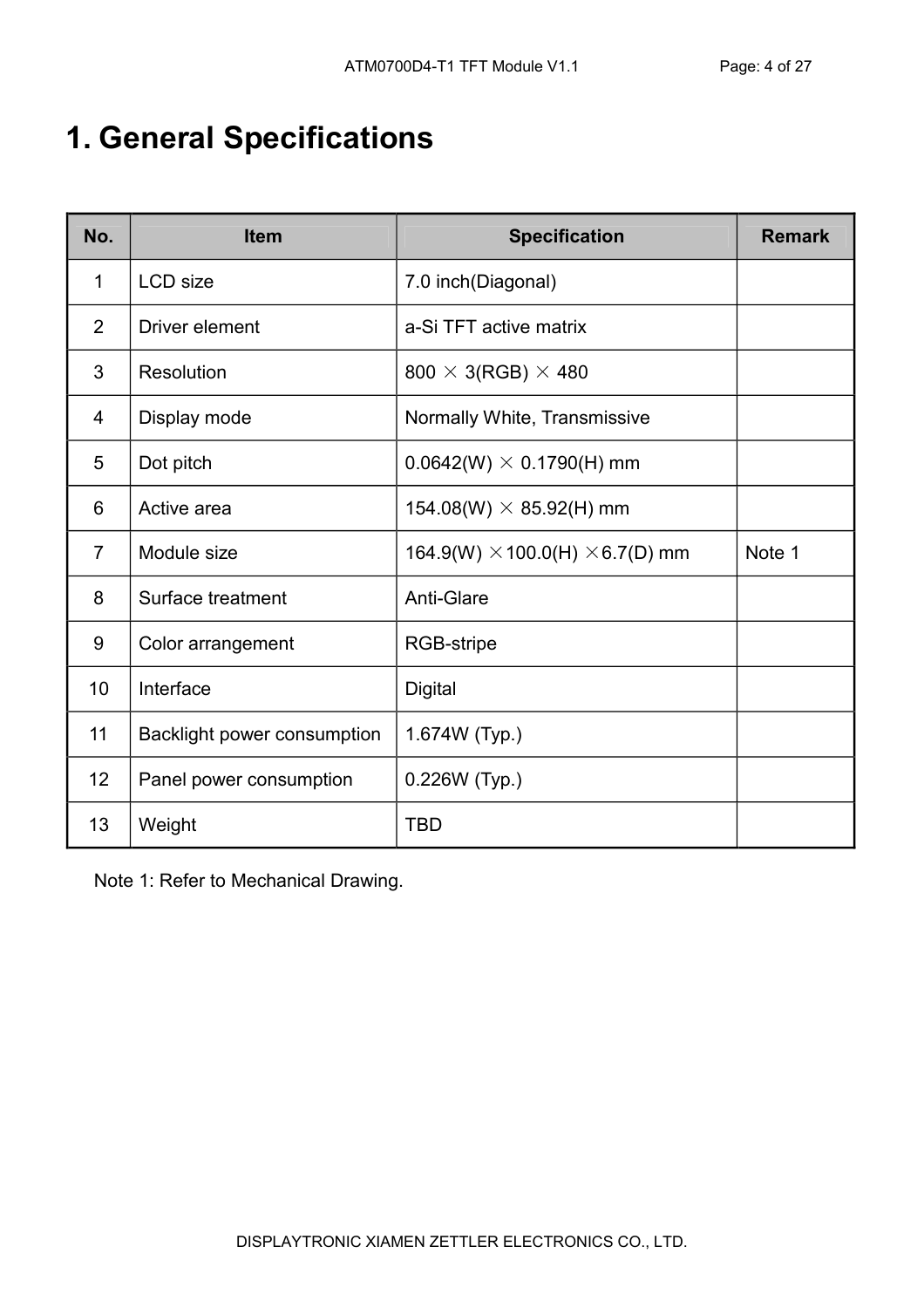# 1. General Specifications

| No. | Item | Specification | Remark |
|---|---|---|---|
| 1 | LCD size | 7.0 inch(Diagonal) | |
| 2 | Driver element | a-Si TFT active matrix | |
| 3 | Resolution | 800 × 3(RGB) × 480 | |
| 4 | Display mode | Normally White, Transmissive | |
| 5 | Dot pitch | 0.0642(W) × 0.1790(H) mm | |
| 6 | Active area | 154.08(W) × 85.92(H) mm | |
| 7 | Module size | 164.9(W) ×100.0(H) ×6.7(D) mm | Note 1 |
| 8 | Surface treatment | Anti-Glare | |
| 9 | Color arrangement | RGB-stripe | |
| 10 | Interface | Digital | |
| 11 | Backlight power consumption | 1.674W (Typ.) | |
| 12 | Panel power consumption | 0.226W (Typ.) | |
| 13 | Weight | TBD | |

Note 1: Refer to Mechanical Drawing.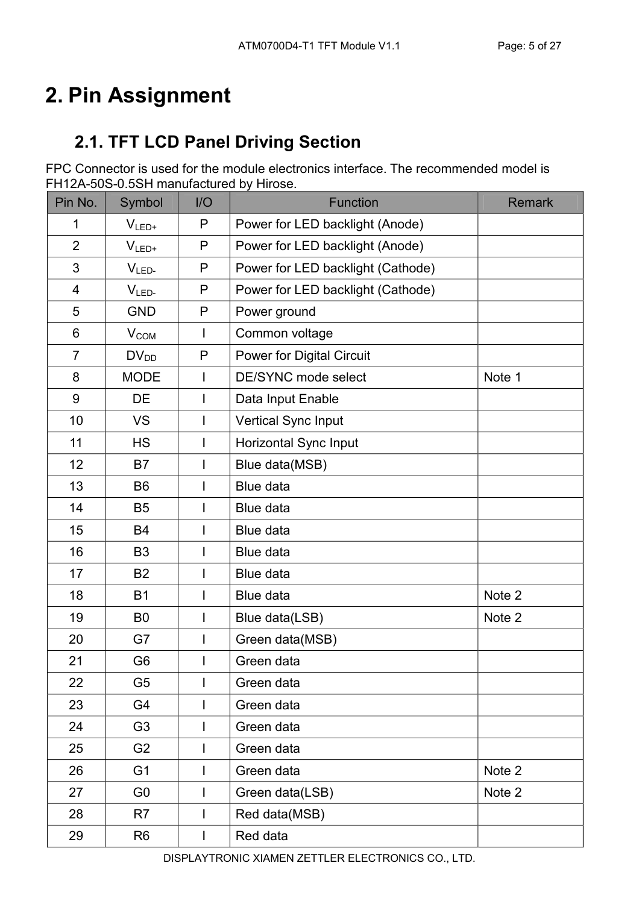# 2. Pin Assignment

## 2.1. TFT LCD Panel Driving Section

FPC Connector is used for the module electronics interface. The recommended model is FH12A-50S-0.5SH manufactured by Hirose.

| Pin No. | Symbol | I/O | Function | Remark |
|---|---|---|---|---|
| 1 | $V_{LED+}$ | P | Power for LED backlight (Anode) | |
| 2 | $V_{LED+}$ | P | Power for LED backlight (Anode) | |
| 3 | $V_{LED-}$ | P | Power for LED backlight (Cathode) | |
| 4 | $V_{LED-}$ | P | Power for LED backlight (Cathode) | |
| 5 | GND | P | Power ground | |
| 6 | $V_{COM}$ | I | Common voltage | |
| 7 | $DV_{DD}$ | P | Power for Digital Circuit | |
| 8 | MODE | I | DE/SYNC mode select | Note 1 |
| 9 | DE | I | Data Input Enable | |
| 10 | VS | I | Vertical Sync Input | |
| 11 | HS | I | Horizontal Sync Input | |
| 12 | B7 | I | Blue data(MSB) | |
| 13 | B6 | I | Blue data | |
| 14 | B5 | I | Blue data | |
| 15 | B4 | I | Blue data | |
| 16 | B3 | I | Blue data | |
| 17 | B2 | I | Blue data | |
| 18 | B1 | I | Blue data | Note 2 |
| 19 | B0 | I | Blue data(LSB) | Note 2 |
| 20 | G7 | I | Green data(MSB) | |
| 21 | G6 | I | Green data | |
| 22 | G5 | I | Green data | |
| 23 | G4 | I | Green data | |
| 24 | G3 | I | Green data | |
| 25 | G2 | I | Green data | |
| 26 | G1 | I | Green data | Note 2 |
| 27 | G0 | I | Green data(LSB) | Note 2 |
| 28 | R7 | I | Red data(MSB) | |
| 29 | R6 | I | Red data | |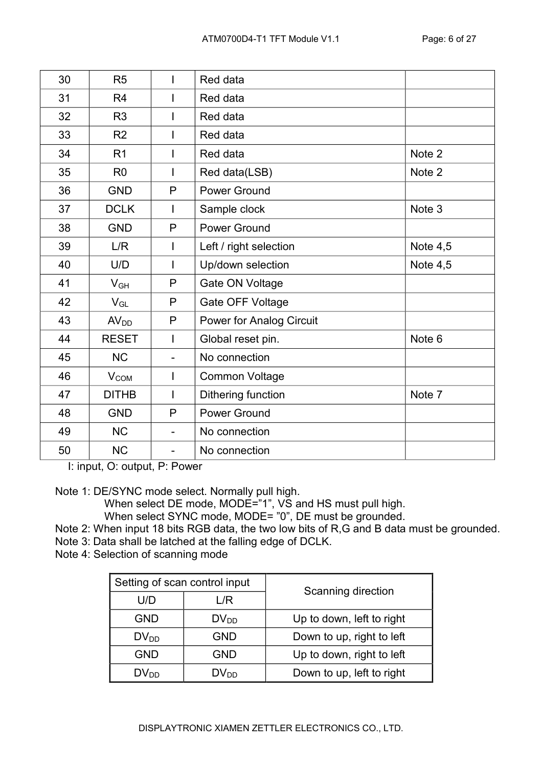| 30 | R5 | I | Red data | |
|---|---|---|---|---|
| 31 | R4 | I | Red data | |
| 32 | R3 | I | Red data | |
| 33 | R2 | I | Red data | |
| 34 | R1 | I | Red data | Note 2 |
| 35 | R0 | I | Red data(LSB) | Note 2 |
| 36 | GND | P | Power Ground | |
| 37 | DCLK | I | Sample clock | Note 3 |
| 38 | GND | P | Power Ground | |
| 39 | L/R | I | Left / right selection | Note 4,5 |
| 40 | U/D | I | Up/down selection | Note 4,5 |
| 41 | $V_{GH}$ | P | Gate ON Voltage | |
| 42 | $V_{GL}$ | P | Gate OFF Voltage | |
| 43 | $AV_{DD}$ | P | Power for Analog Circuit | |
| 44 | RESET | I | Global reset pin. | Note 6 |
| 45 | NC | - | No connection | |
| 46 | $V_{COM}$ | I | Common Voltage | |
| 47 | DITHB | I | Dithering function | Note 7 |
| 48 | GND | P | Power Ground | |
| 49 | NC | - | No connection | |
| 50 | NC | - | No connection | |

I: input, O: output, P: Power

Note 1: DE/SYNC mode select. Normally pull high.
When select DE mode, MODE="1", VS and HS must pull high.
When select SYNC mode, MODE= "0", DE must be grounded.

Note 2: When input 18 bits RGB data, the two low bits of R,G and B data must be grounded.

Note 3: Data shall be latched at the falling edge of DCLK.

Note 4: Selection of scanning mode

| Setting of scan control input | | Scanning direction |
|---|---|---|
| U/D | L/R | |
| GND | $DV_{DD}$ | Up to down, left to right |
| $DV_{DD}$ | GND | Down to up, right to left |
| GND | GND | Up to down, right to left |
| $DV_{DD}$ | $DV_{DD}$ | Down to up, left to right |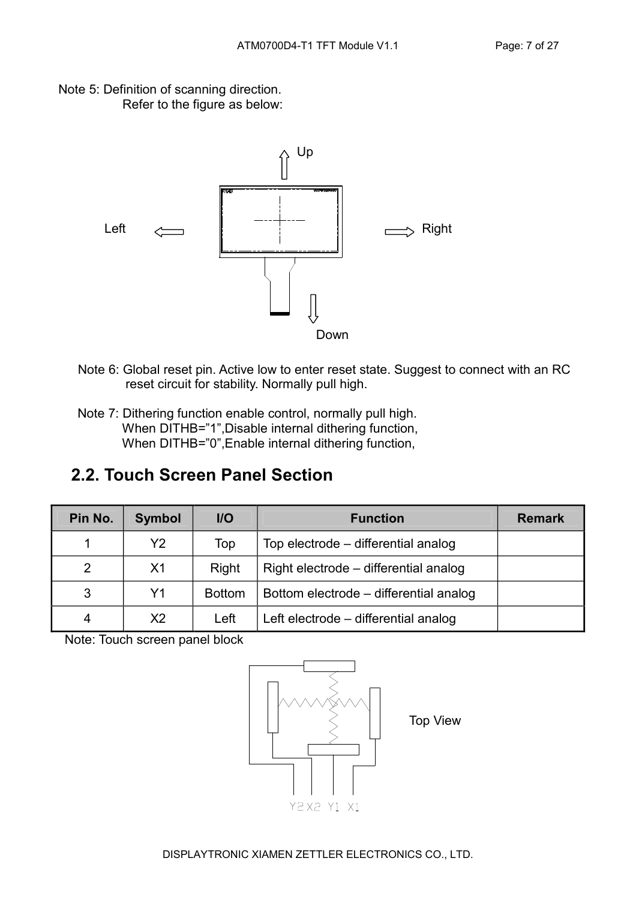Note 5: Definition of scanning direction.
Refer to the figure as below:

Up

Left

Right

Down

Note 6: Global reset pin. Active low to enter reset state. Suggest to connect with an RC reset circuit for stability. Normally pull high.

Note 7: Dithering function enable control, normally pull high.
When DITHB=”1”,Disable internal dithering function,
When DITHB=”0”,Enable internal dithering function,

## 2.2. Touch Screen Panel Section

| Pin No. | Symbol | I/O | Function | Remark |
|---|---|---|---|---|
| 1 | Y2 | Top | Top electrode – differential analog | |
| 2 | X1 | Right | Right electrode – differential analog | |
| 3 | Y1 | Bottom | Bottom electrode – differential analog | |
| 4 | X2 | Left | Left electrode – differential analog | |

Note: Touch screen panel block

Top View

Y2 X2 Y1 X1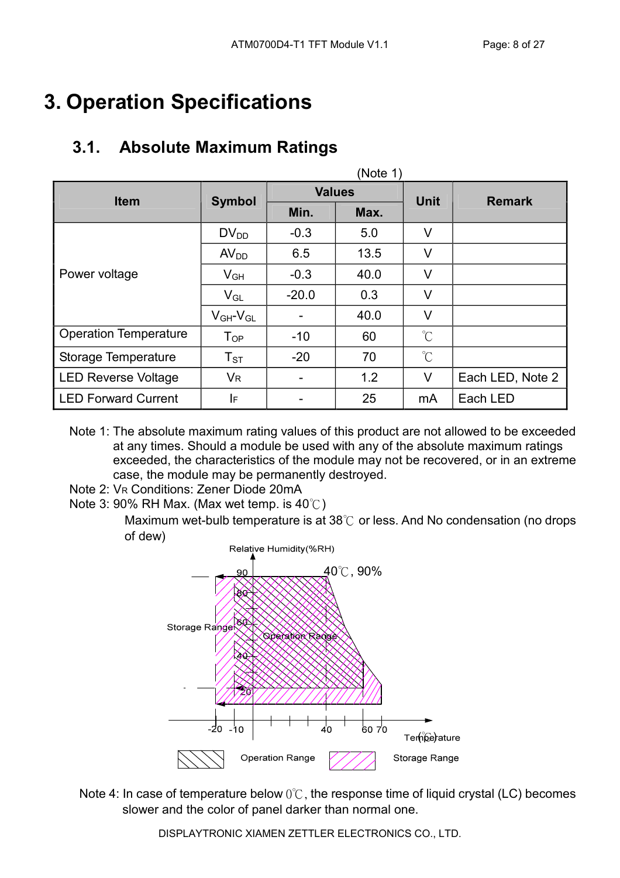# 3. Operation Specifications

## 3.1. Absolute Maximum Ratings

(Note 1)

| Item | Symbol | Values | | Unit | Remark |
|---|---|---|---|---|---|
| | | Min. | Max. | | |
| Power voltage | $DV_{DD}$ | -0.3 | 5.0 | V | |
| | $AV_{DD}$ | 6.5 | 13.5 | V | |
| | $V_{GH}$ | -0.3 | 40.0 | V | |
| | $V_{GL}$ | -20.0 | 0.3 | V | |
| | $V_{GH}$-$V_{GL}$ | - | 40.0 | V | |
| Operation Temperature | $T_{OP}$ | -10 | 60 | ℃ | |
| Storage Temperature | $T_{ST}$ | -20 | 70 | ℃ | |
| LED Reverse Voltage | $V_R$ | - | 1.2 | V | Each LED, Note 2 |
| LED Forward Current | $I_F$ | - | 25 | mA | Each LED |

Note 1: The absolute maximum rating values of this product are not allowed to be exceeded at any times. Should a module be used with any of the absolute maximum ratings exceeded, the characteristics of the module may not be recovered, or in an extreme case, the module may be permanently destroyed.

Note 2: $V_R$ Conditions: Zener Diode 20mA

Note 3: 90% RH Max. (Max wet temp. is 40℃)

Maximum wet-bulb temperature is at 38℃ or less. And No condensation (no drops of dew)

Relative Humidity(%RH)

40℃, 90%

Storage Range

Operation Range

Temperature (℃)

Operation Range    Storage Range

Note 4: In case of temperature below 0℃, the response time of liquid crystal (LC) becomes slower and the color of panel darker than normal one.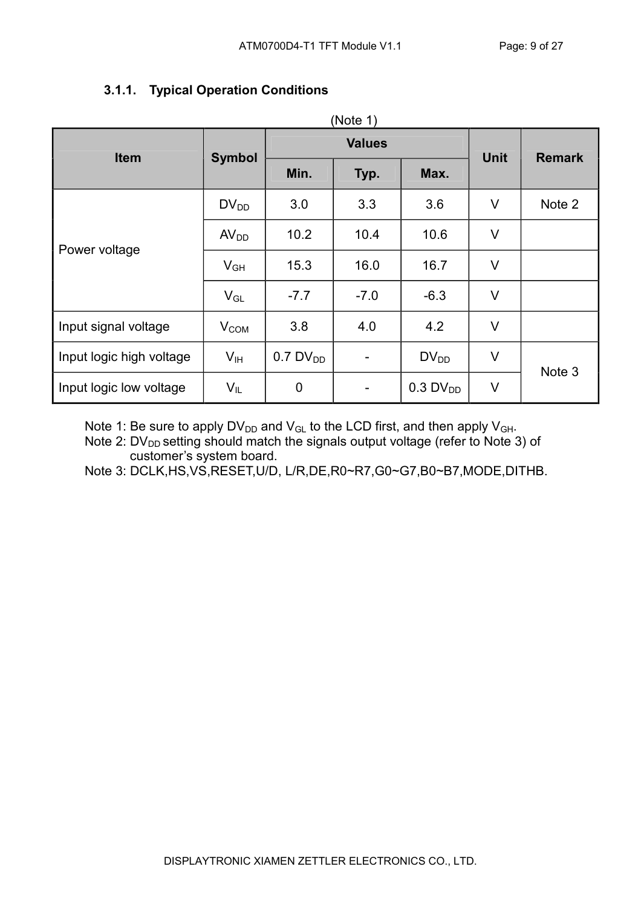### 3.1.1. Typical Operation Conditions

(Note 1)

| Item | Symbol | Values | | | Unit | Remark |
|---|---|---|---|---|---|---|
| | | Min. | Typ. | Max. | | |
| Power voltage | $DV_{DD}$ | 3.0 | 3.3 | 3.6 | V | Note 2 |
| | $AV_{DD}$ | 10.2 | 10.4 | 10.6 | V | |
| | $V_{GH}$ | 15.3 | 16.0 | 16.7 | V | |
| | $V_{GL}$ | -7.7 | -7.0 | -6.3 | V | |
| Input signal voltage | $V_{COM}$ | 3.8 | 4.0 | 4.2 | V | |
| Input logic high voltage | $V_{IH}$ | 0.7 $DV_{DD}$ | - | $DV_{DD}$ | V | Note 3 |
| Input logic low voltage | $V_{IL}$ | 0 | - | 0.3 $DV_{DD}$ | V | |

Note 1: Be sure to apply $DV_{DD}$ and $V_{GL}$ to the LCD first, and then apply $V_{GH}$.
Note 2: $DV_{DD}$ setting should match the signals output voltage (refer to Note 3) of customer's system board.
Note 3: DCLK,HS,VS,RESET,U/D, L/R,DE,R0~R7,G0~G7,B0~B7,MODE,DITHB.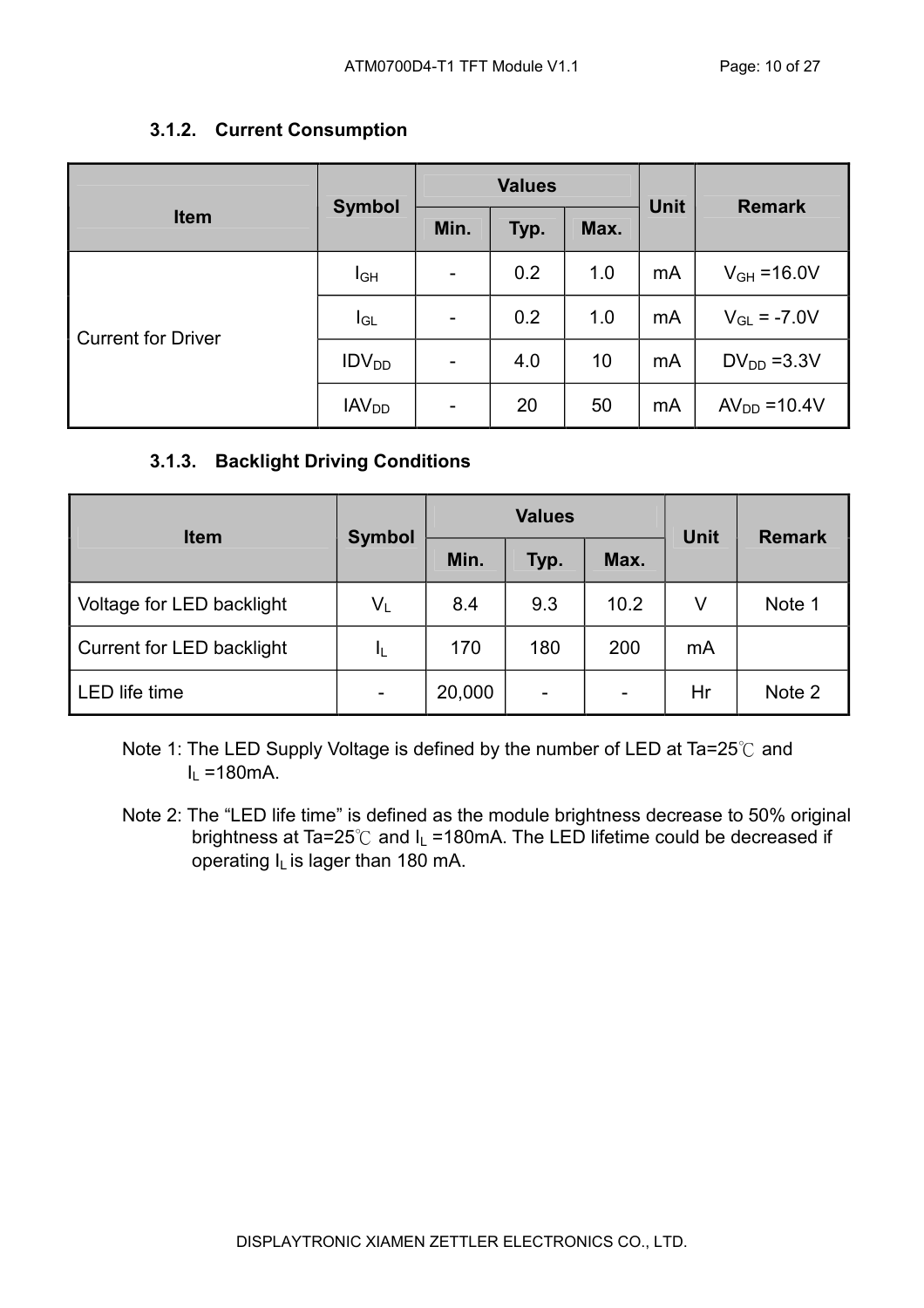### 3.1.2. Current Consumption

| Item | Symbol | Values | | | Unit | Remark |
|---|---|---|---|---|---|---|
| | | Min. | Typ. | Max. | | |
| Current for Driver | $I_{GH}$ | - | 0.2 | 1.0 | mA | $V_{GH}$ =16.0V |
| | $I_{GL}$ | - | 0.2 | 1.0 | mA | $V_{GL}$ = -7.0V |
| | $IDV_{DD}$ | - | 4.0 | 10 | mA | $DV_{DD}$ =3.3V |
| | $IAV_{DD}$ | - | 20 | 50 | mA | $AV_{DD}$ =10.4V |

### 3.1.3. Backlight Driving Conditions

| Item | Symbol | Values | | | Unit | Remark |
|---|---|---|---|---|---|---|
| | | Min. | Typ. | Max. | | |
| Voltage for LED backlight | $V_L$ | 8.4 | 9.3 | 10.2 | V | Note 1 |
| Current for LED backlight | $I_L$ | 170 | 180 | 200 | mA | |
| LED life time | - | 20,000 | - | - | Hr | Note 2 |

Note 1: The LED Supply Voltage is defined by the number of LED at Ta=25℃ and $I_L$ =180mA.

Note 2: The “LED life time” is defined as the module brightness decrease to 50% original brightness at Ta=25℃ and $I_L$ =180mA. The LED lifetime could be decreased if operating $I_L$ is lager than 180 mA.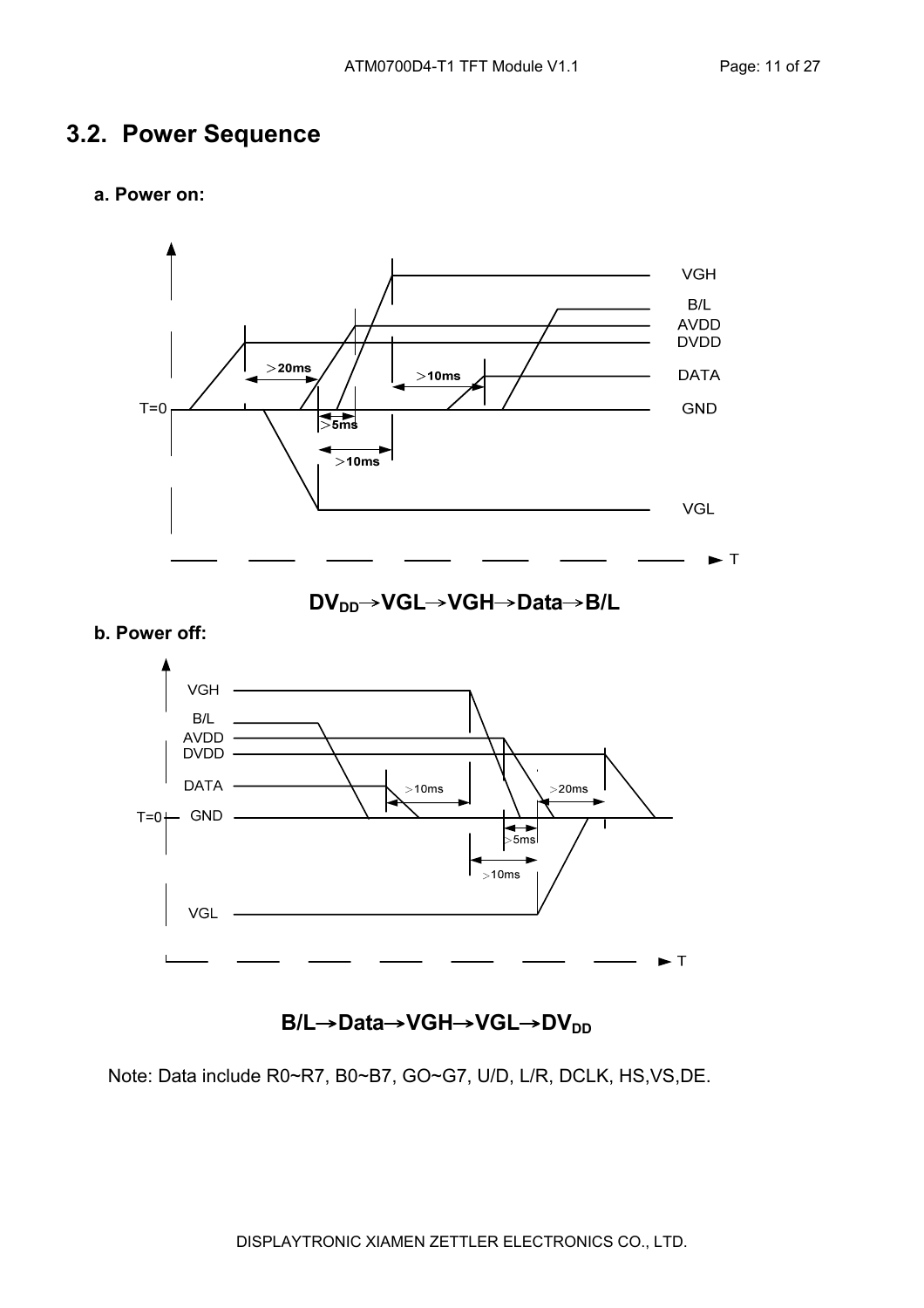## 3.2. Power Sequence

**a. Power on:**

**$DV_{DD}$→VGL→VGH→Data→B/L**

**b. Power off:**

**B/L→Data→VGH→VGL→$DV_{DD}$**

Note: Data include R0~R7, B0~B7, GO~G7, U/D, L/R, DCLK, HS,VS,DE.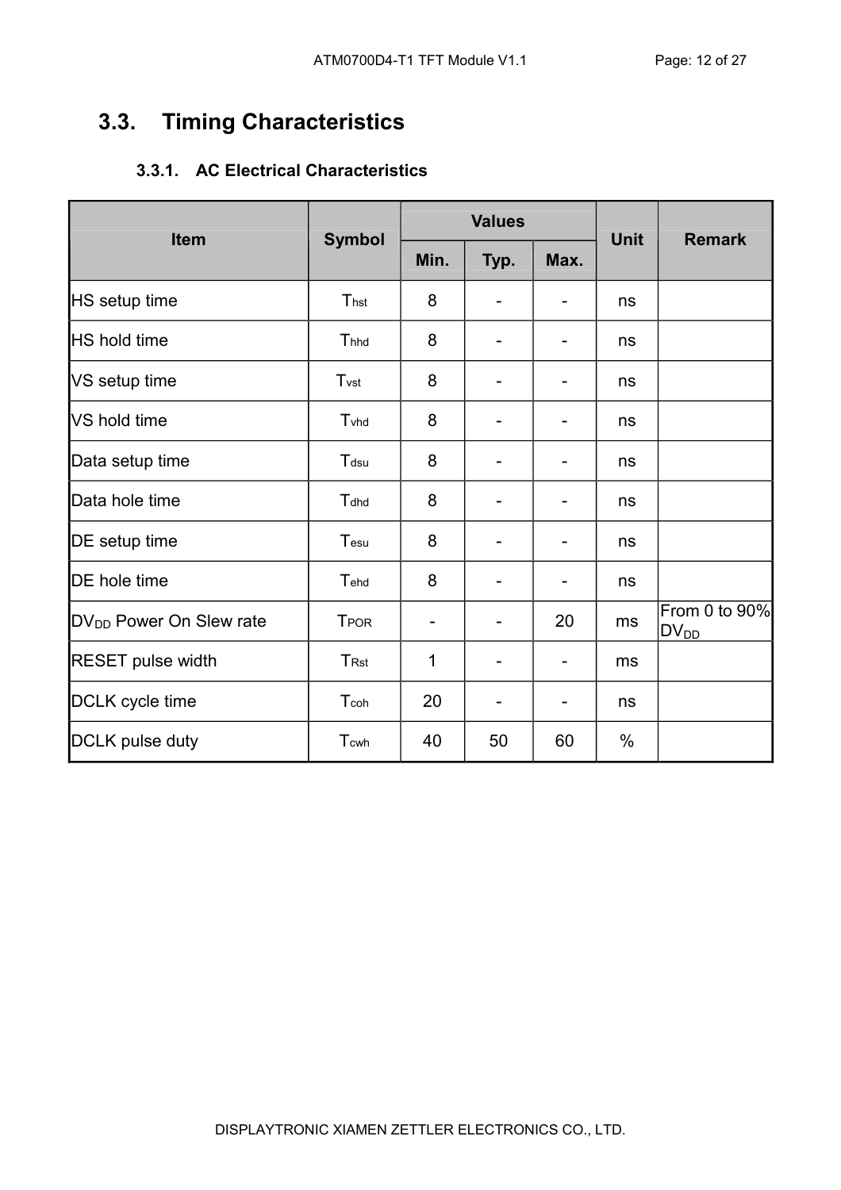## 3.3. Timing Characteristics

### 3.3.1. AC Electrical Characteristics

| Item | Symbol | Values | | | Unit | Remark |
|---|---|---|---|---|---|---|
| | | Min. | Typ. | Max. | | |
| HS setup time | $T_{hst}$ | 8 | - | - | ns | |
| HS hold time | $T_{hhd}$ | 8 | - | - | ns | |
| VS setup time | $T_{vst}$ | 8 | - | - | ns | |
| VS hold time | $T_{vhd}$ | 8 | - | - | ns | |
| Data setup time | $T_{dsu}$ | 8 | - | - | ns | |
| Data hole time | $T_{dhd}$ | 8 | - | - | ns | |
| DE setup time | $T_{esu}$ | 8 | - | - | ns | |
| DE hole time | $T_{ehd}$ | 8 | - | - | ns | |
| $DV_{DD}$ Power On Slew rate | $T_{POR}$ | - | - | 20 | ms | From 0 to 90% $DV_{DD}$ |
| RESET pulse width | $T_{Rst}$ | 1 | - | - | ms | |
| DCLK cycle time | $T_{coh}$ | 20 | - | - | ns | |
| DCLK pulse duty | $T_{cwh}$ | 40 | 50 | 60 | % | |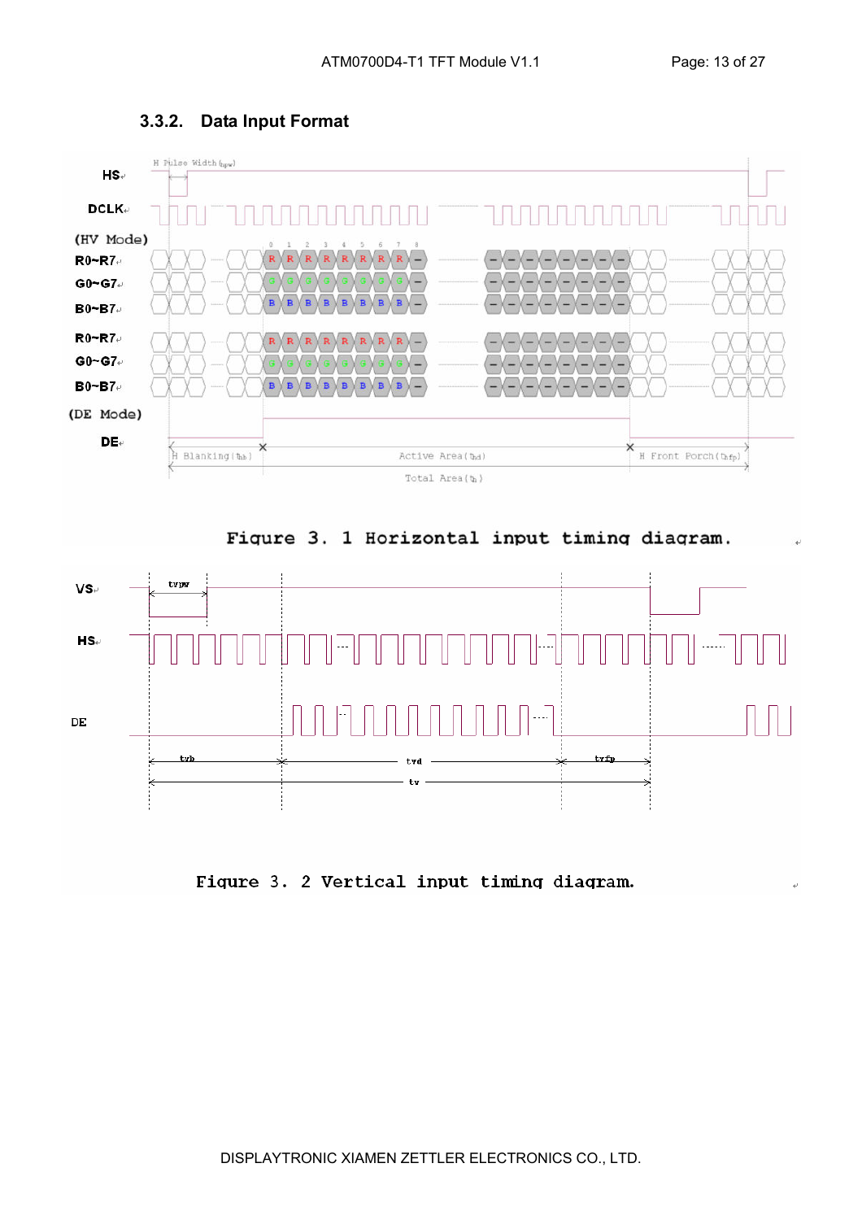### 3.3.2. Data Input Format

Figure 3. 1 Horizontal input timing diagram.

Figure 3. 2 Vertical input timing diagram.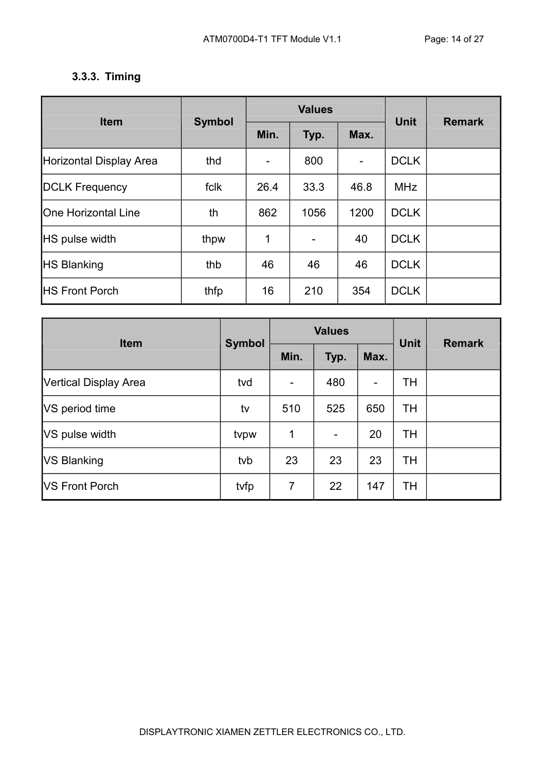### 3.3.3. Timing

| Item | Symbol | Values | | | Unit | Remark |
|---|---|---|---|---|---|---|
| | | Min. | Typ. | Max. | | |
| Horizontal Display Area | thd | - | 800 | - | DCLK | |
| DCLK Frequency | fclk | 26.4 | 33.3 | 46.8 | MHz | |
| One Horizontal Line | th | 862 | 1056 | 1200 | DCLK | |
| HS pulse width | thpw | 1 | - | 40 | DCLK | |
| HS Blanking | thb | 46 | 46 | 46 | DCLK | |
| HS Front Porch | thfp | 16 | 210 | 354 | DCLK | |

| Item | Symbol | Values | | | Unit | Remark |
|---|---|---|---|---|---|---|
| | | Min. | Typ. | Max. | | |
| Vertical Display Area | tvd | - | 480 | - | TH | |
| VS period time | tv | 510 | 525 | 650 | TH | |
| VS pulse width | tvpw | 1 | - | 20 | TH | |
| VS Blanking | tvb | 23 | 23 | 23 | TH | |
| VS Front Porch | tvfp | 7 | 22 | 147 | TH | |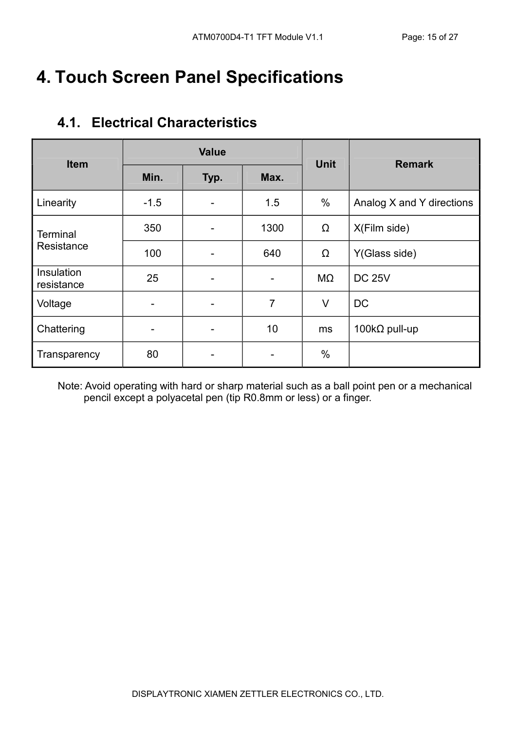# 4. Touch Screen Panel Specifications

## 4.1. Electrical Characteristics

| Item | Value | | | Unit | Remark |
|---|---|---|---|---|---|
| | Min. | Typ. | Max. | | |
| Linearity | -1.5 | - | 1.5 | % | Analog X and Y directions |
| Terminal Resistance | 350 | - | 1300 | Ω | X(Film side) |
| | 100 | - | 640 | Ω | Y(Glass side) |
| Insulation resistance | 25 | - | - | MΩ | DC 25V |
| Voltage | - | - | 7 | V | DC |
| Chattering | - | - | 10 | ms | 100kΩ pull-up |
| Transparency | 80 | - | - | % | |

Note: Avoid operating with hard or sharp material such as a ball point pen or a mechanical pencil except a polyacetal pen (tip R0.8mm or less) or a finger.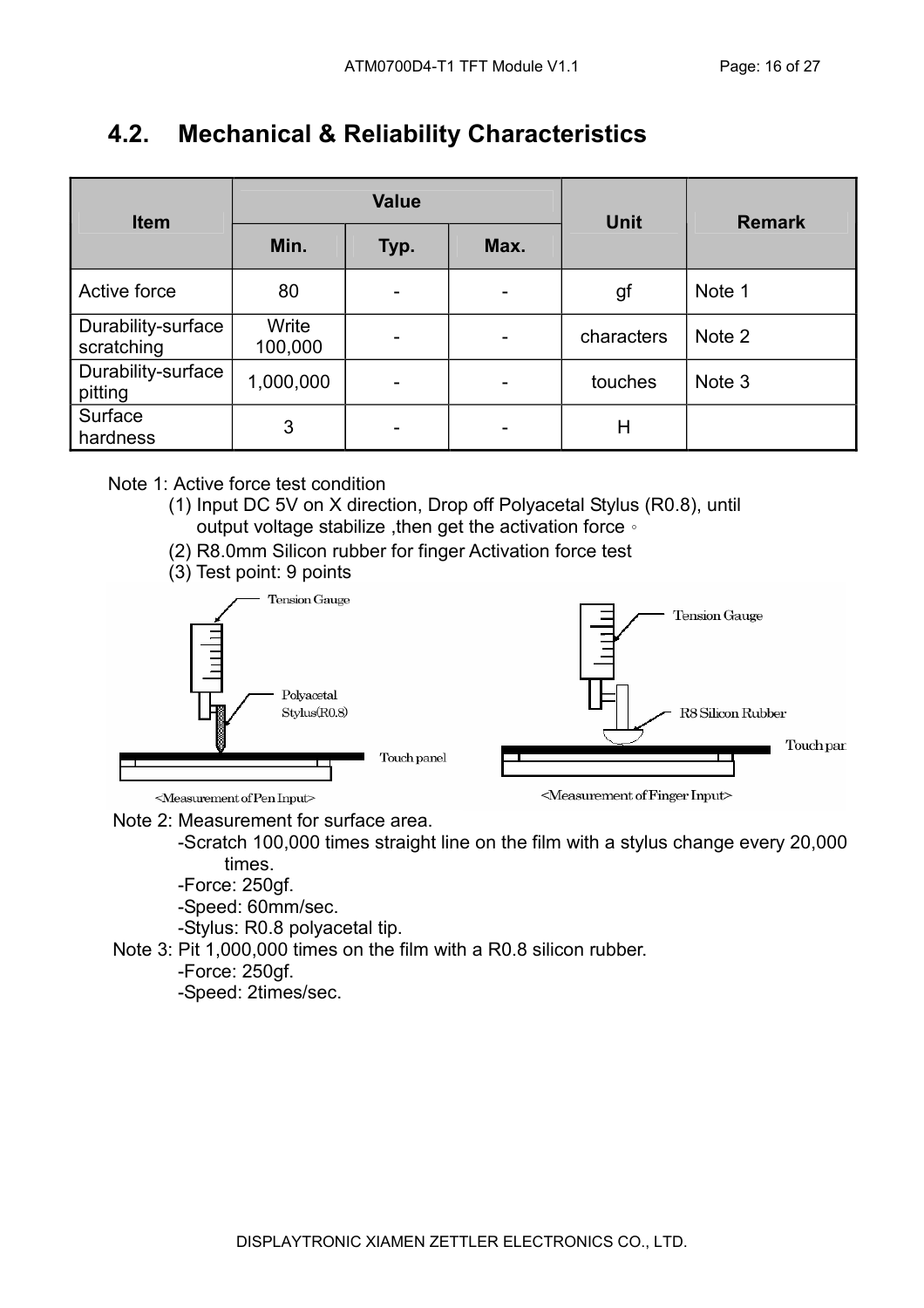## 4.2. Mechanical & Reliability Characteristics

| Item | Value | | | Unit | Remark |
|---|---|---|---|---|---|
| | Min. | Typ. | Max. | | |
| Active force | 80 | - | - | gf | Note 1 |
| Durability-surface scratching | Write 100,000 | - | - | characters | Note 2 |
| Durability-surface pitting | 1,000,000 | - | - | touches | Note 3 |
| Surface hardness | 3 | - | - | H | |

Note 1: Active force test condition

(1) Input DC 5V on X direction, Drop off Polyacetal Stylus (R0.8), until output voltage stabilize ,then get the activation force。

(2) R8.0mm Silicon rubber for finger Activation force test

(3) Test point: 9 points

Tension Gauge | Polyacetal Stylus(R0.8) | Touch panel

<Measurement of Pen Input>

Tension Gauge | R8 Silicon Rubber | Touch panel

<Measurement of Finger Input>

Note 2: Measurement for surface area.

-Scratch 100,000 times straight line on the film with a stylus change every 20,000 times.

-Force: 250gf.

-Speed: 60mm/sec.

-Stylus: R0.8 polyacetal tip.

Note 3: Pit 1,000,000 times on the film with a R0.8 silicon rubber.

-Force: 250gf.

-Speed: 2times/sec.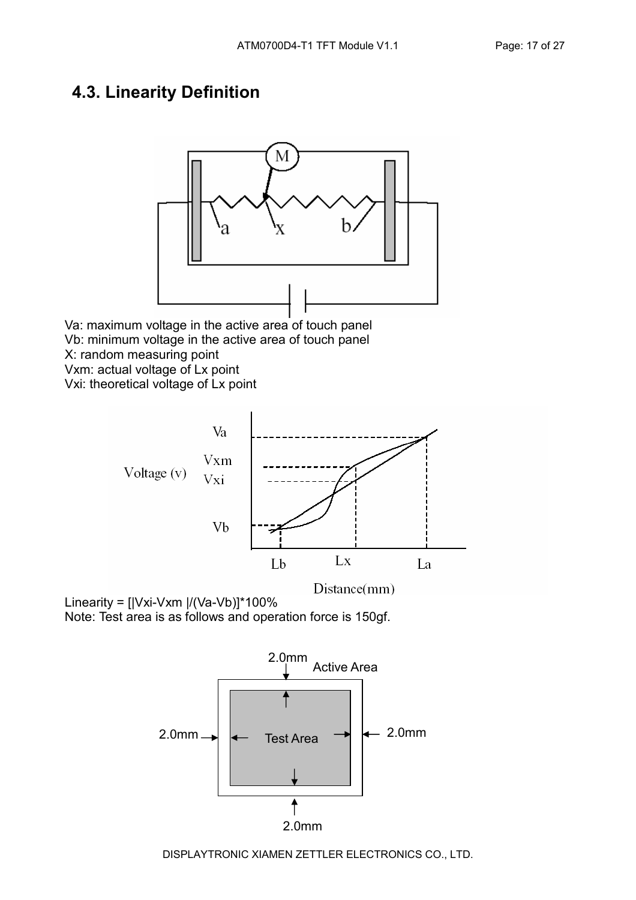## 4.3. Linearity Definition

Va: maximum voltage in the active area of touch panel
Vb: minimum voltage in the active area of touch panel
X: random measuring point
Vxm: actual voltage of Lx point
Vxi: theoretical voltage of Lx point

Linearity = [|Vxi-Vxm |/(Va-Vb)]*100%
Note: Test area is as follows and operation force is 150gf.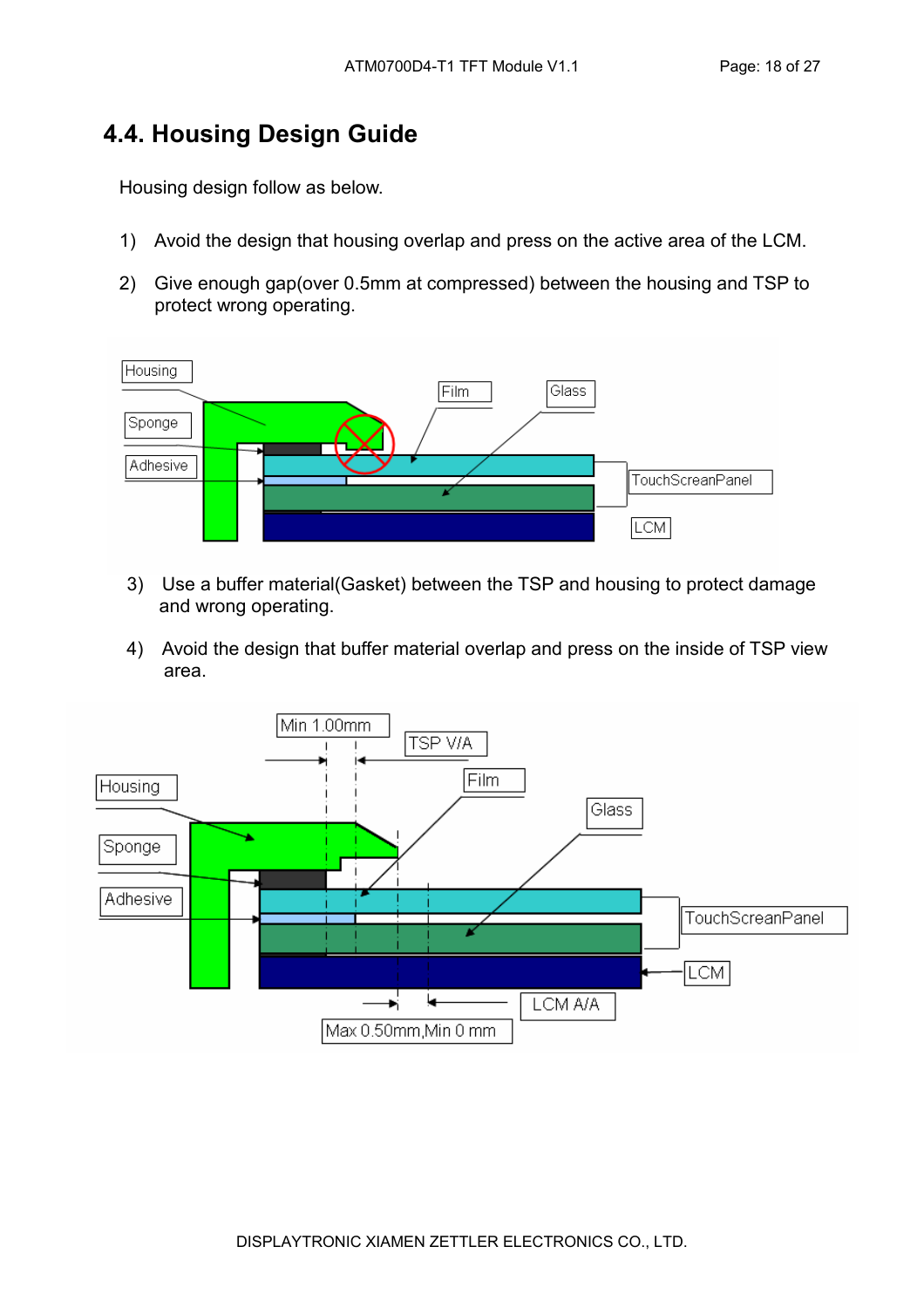## 4.4. Housing Design Guide

Housing design follow as below.

1) Avoid the design that housing overlap and press on the active area of the LCM.

2) Give enough gap(over 0.5mm at compressed) between the housing and TSP to protect wrong operating.

Housing  
Sponge  
Adhesive  
Film  
Glass  
TouchScreanPanel  
LCM

3) Use a buffer material(Gasket) between the TSP and housing to protect damage and wrong operating.

4) Avoid the design that buffer material overlap and press on the inside of TSP view area.

Min 1.00mm  
TSP V/A  
Housing  
Film  
Glass  
Sponge  
Adhesive  
TouchScreanPanel  
LCM  
LCM A/A  
Max 0.50mm,Min 0 mm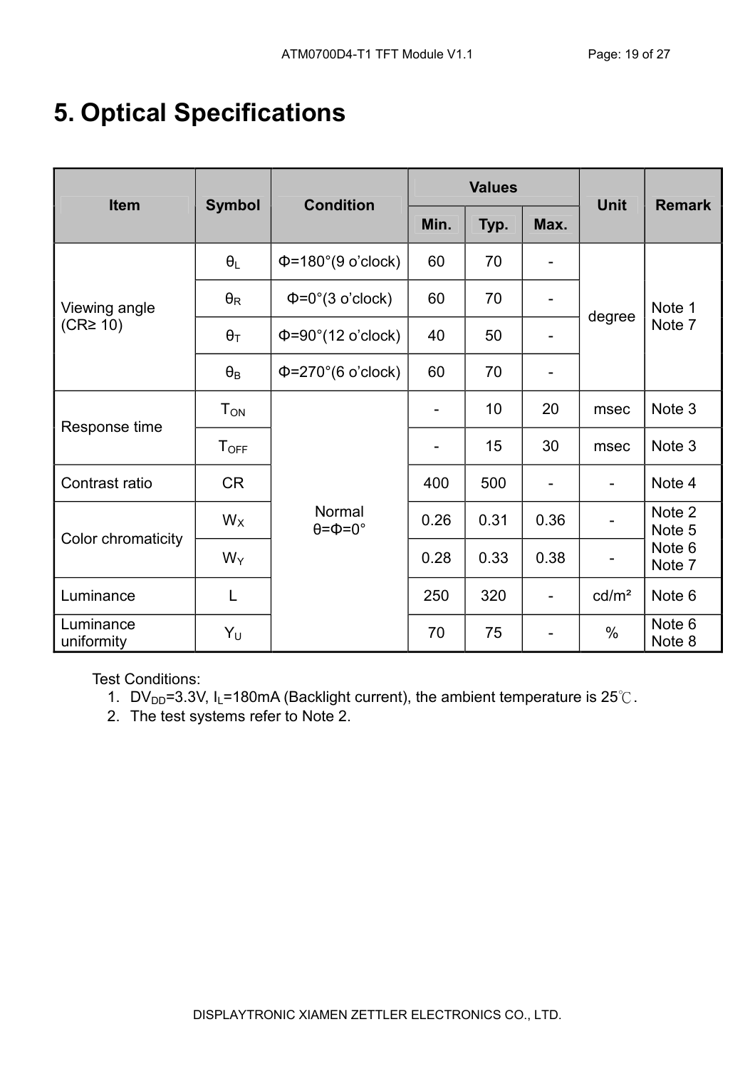# 5. Optical Specifications

| Item | Symbol | Condition | Values | | | Unit | Remark |
|---|---|---|---|---|---|---|---|
| | | | Min. | Typ. | Max. | | |
| Viewing angle (CR≥ 10) | $\theta_L$ | Φ=180°(9 o'clock) | 60 | 70 | - | degree | Note 1 Note 7 |
| | $\theta_R$ | Φ=0°(3 o'clock) | 60 | 70 | - | | |
| | $\theta_T$ | Φ=90°(12 o'clock) | 40 | 50 | - | | |
| | $\theta_B$ | Φ=270°(6 o'clock) | 60 | 70 | - | | |
| Response time | $T_{ON}$ | Normal θ=Φ=0° | - | 10 | 20 | msec | Note 3 |
| | $T_{OFF}$ | | - | 15 | 30 | msec | Note 3 |
| Contrast ratio | CR | | 400 | 500 | - | - | Note 4 |
| Color chromaticity | $W_X$ | | 0.26 | 0.31 | 0.36 | - | Note 2 Note 5 Note 6 Note 7 |
| | $W_Y$ | | 0.28 | 0.33 | 0.38 | - | |
| Luminance | L | | 250 | 320 | - | cd/m² | Note 6 |
| Luminance uniformity | $Y_U$ | | 70 | 75 | - | % | Note 6 Note 8 |

Test Conditions:

1. $DV_{DD}$=3.3V, $I_L$=180mA (Backlight current), the ambient temperature is 25℃.
2. The test systems refer to Note 2.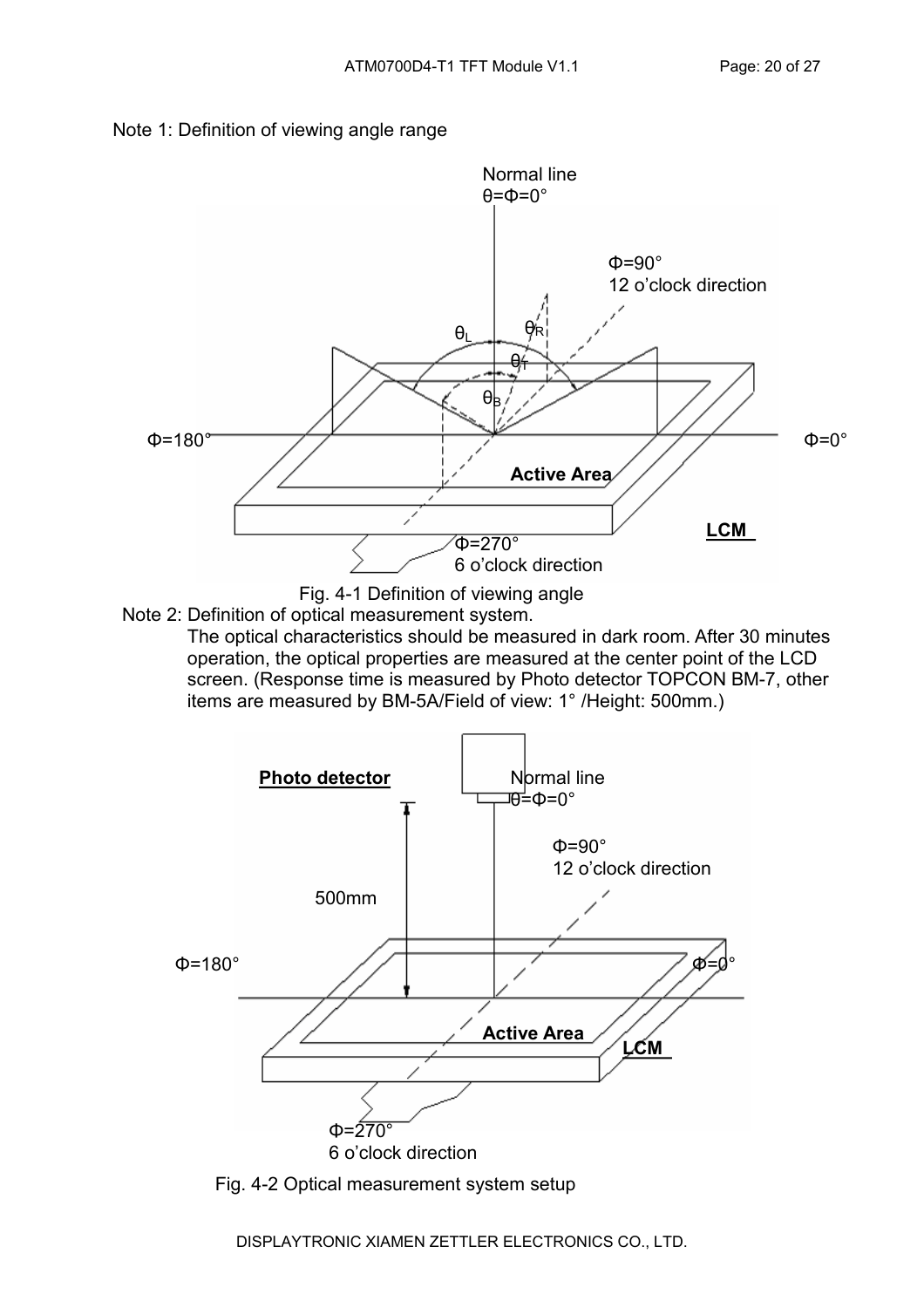Note 1: Definition of viewing angle range

Fig. 4-1 Definition of viewing angle

Note 2: Definition of optical measurement system.

The optical characteristics should be measured in dark room. After 30 minutes operation, the optical properties are measured at the center point of the LCD screen. (Response time is measured by Photo detector TOPCON BM-7, other items are measured by BM-5A/Field of view: 1° /Height: 500mm.)

Fig. 4-2 Optical measurement system setup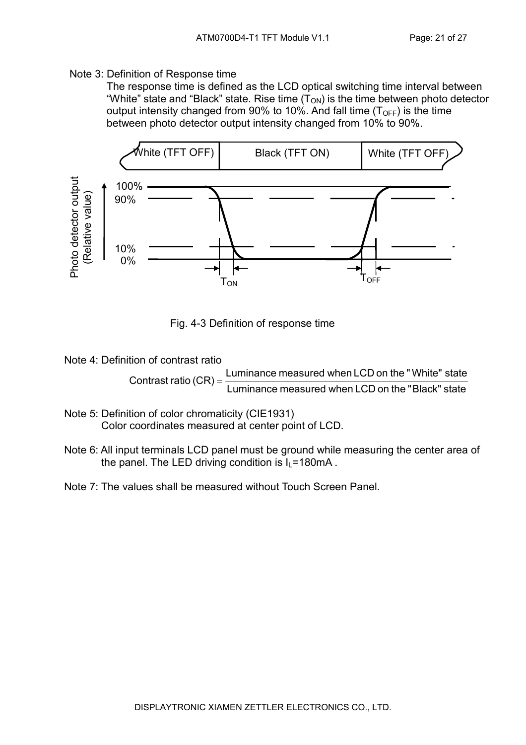Note 3: Definition of Response time

The response time is defined as the LCD optical switching time interval between "White" state and "Black" state. Rise time ($T_{ON}$) is the time between photo detector output intensity changed from 90% to 10%. And fall time ($T_{OFF}$) is the time between photo detector output intensity changed from 10% to 90%.

Fig. 4-3 Definition of response time

Note 4: Definition of contrast ratio

$$\text{Contrast ratio (CR)} = \frac{\text{Luminance measured when LCD on the "White" state}}{\text{Luminance measured when LCD on the "Black" state}}$$

Note 5: Definition of color chromaticity (CIE1931)

Color coordinates measured at center point of LCD.

Note 6: All input terminals LCD panel must be ground while measuring the center area of the panel. The LED driving condition is $I_L$=180mA .

Note 7: The values shall be measured without Touch Screen Panel.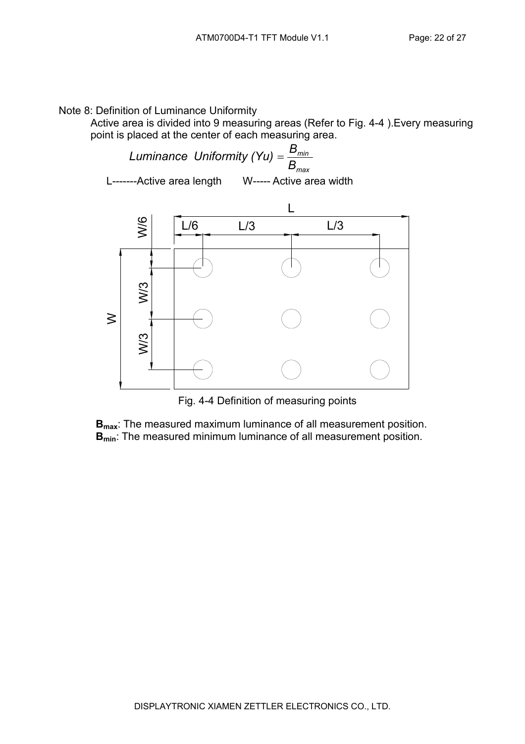Note 8: Definition of Luminance Uniformity

Active area is divided into 9 measuring areas (Refer to Fig. 4-4 ).Every measuring point is placed at the center of each measuring area.

$$Luminance\ \ Uniformity\ (Yu) = \frac{B_{min}}{B_{max}}$$

L-------Active area length W----- Active area width

Fig. 4-4 Definition of measuring points

**$B_{max}$**: The measured maximum luminance of all measurement position.
**$B_{min}$**: The measured minimum luminance of all measurement position.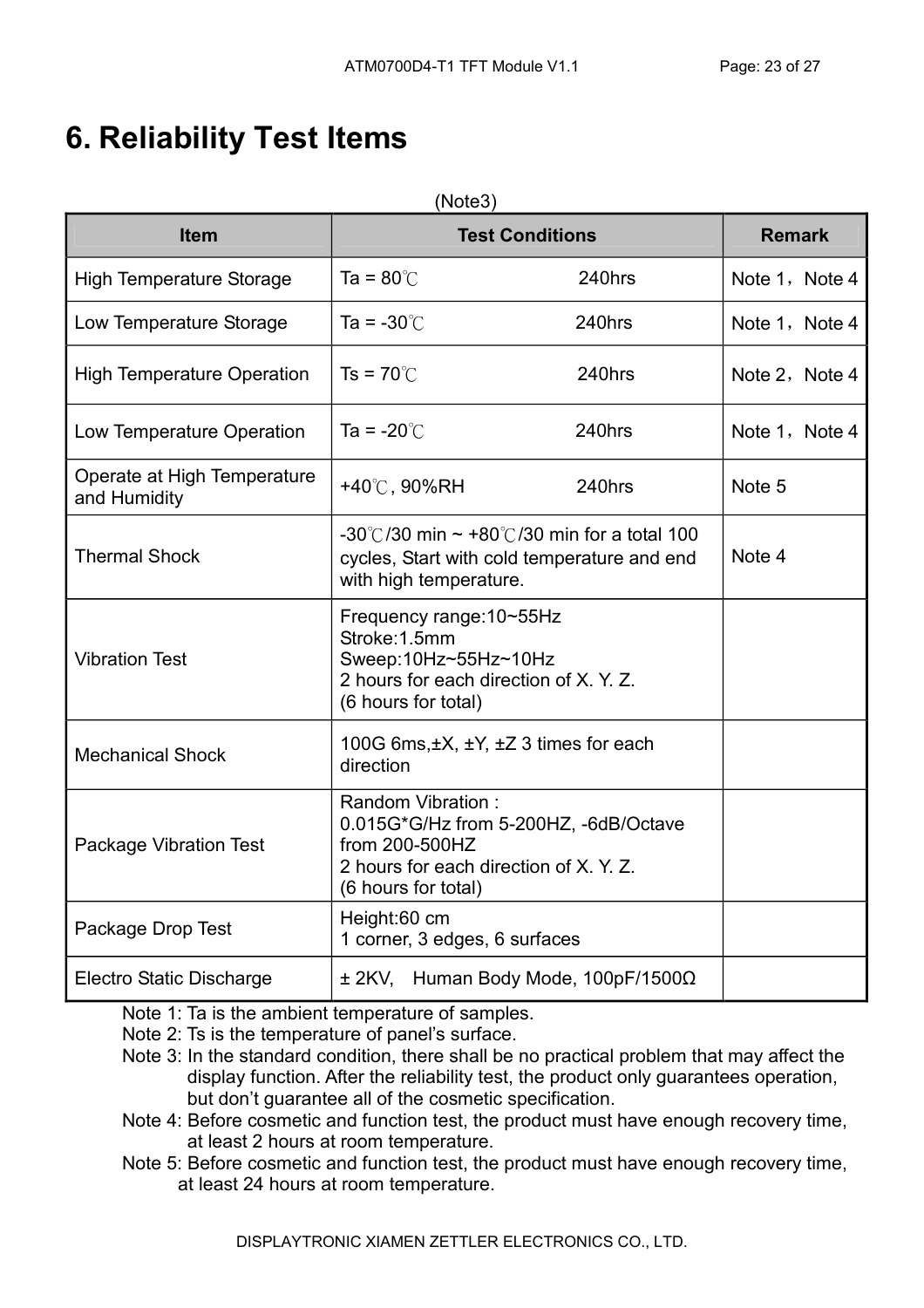# 6. Reliability Test Items

(Note3)

| Item | Test Conditions | Remark |
|---|---|---|
| High Temperature Storage | Ta = 80℃ 240hrs | Note 1，Note 4 |
| Low Temperature Storage | Ta = -30℃ 240hrs | Note 1，Note 4 |
| High Temperature Operation | Ts = 70℃ 240hrs | Note 2，Note 4 |
| Low Temperature Operation | Ta = -20℃ 240hrs | Note 1，Note 4 |
| Operate at High Temperature and Humidity | +40℃, 90%RH 240hrs | Note 5 |
| Thermal Shock | -30℃/30 min ~ +80℃/30 min for a total 100 cycles, Start with cold temperature and end with high temperature. | Note 4 |
| Vibration Test | Frequency range:10~55Hz<br>Stroke:1.5mm<br>Sweep:10Hz~55Hz~10Hz<br>2 hours for each direction of X. Y. Z.<br>(6 hours for total) | |
| Mechanical Shock | 100G 6ms,±X, ±Y, ±Z 3 times for each direction | |
| Package Vibration Test | Random Vibration :<br>0.015G*G/Hz from 5-200HZ, -6dB/Octave from 200-500HZ<br>2 hours for each direction of X. Y. Z.<br>(6 hours for total) | |
| Package Drop Test | Height:60 cm<br>1 corner, 3 edges, 6 surfaces | |
| Electro Static Discharge | ± 2KV, Human Body Mode, 100pF/1500Ω | |

Note 1: Ta is the ambient temperature of samples.

Note 2: Ts is the temperature of panel's surface.

Note 3: In the standard condition, there shall be no practical problem that may affect the display function. After the reliability test, the product only guarantees operation, but don't guarantee all of the cosmetic specification.

Note 4: Before cosmetic and function test, the product must have enough recovery time, at least 2 hours at room temperature.

Note 5: Before cosmetic and function test, the product must have enough recovery time, at least 24 hours at room temperature.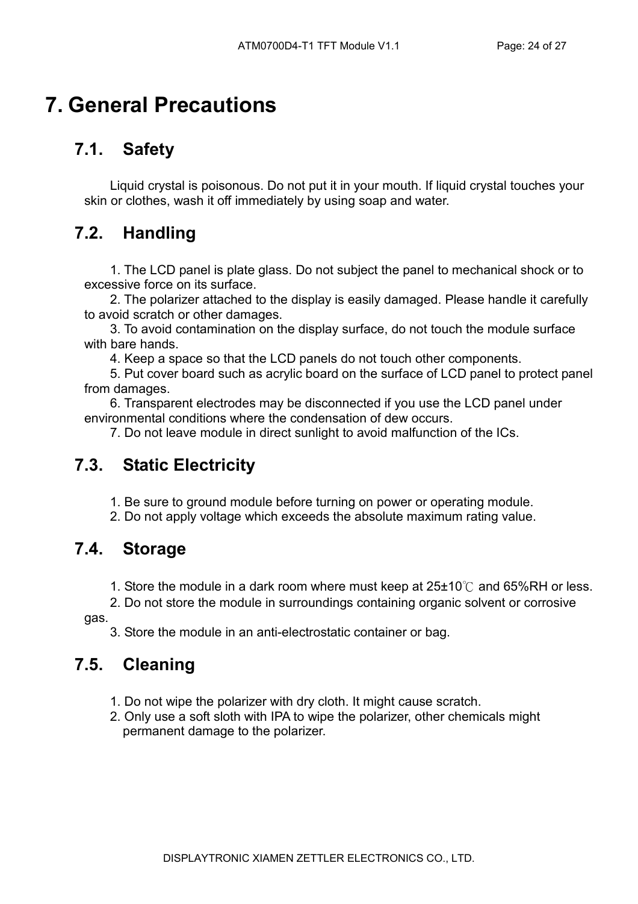# 7. General Precautions

## 7.1. Safety

Liquid crystal is poisonous. Do not put it in your mouth. If liquid crystal touches your skin or clothes, wash it off immediately by using soap and water.

## 7.2. Handling

1. The LCD panel is plate glass. Do not subject the panel to mechanical shock or to excessive force on its surface.
2. The polarizer attached to the display is easily damaged. Please handle it carefully to avoid scratch or other damages.
3. To avoid contamination on the display surface, do not touch the module surface with bare hands.
4. Keep a space so that the LCD panels do not touch other components.
5. Put cover board such as acrylic board on the surface of LCD panel to protect panel from damages.
6. Transparent electrodes may be disconnected if you use the LCD panel under environmental conditions where the condensation of dew occurs.
7. Do not leave module in direct sunlight to avoid malfunction of the ICs.

## 7.3. Static Electricity

1. Be sure to ground module before turning on power or operating module.
2. Do not apply voltage which exceeds the absolute maximum rating value.

## 7.4. Storage

1. Store the module in a dark room where must keep at 25±10℃ and 65%RH or less.
2. Do not store the module in surroundings containing organic solvent or corrosive gas.
3. Store the module in an anti-electrostatic container or bag.

## 7.5. Cleaning

1. Do not wipe the polarizer with dry cloth. It might cause scratch.
2. Only use a soft sloth with IPA to wipe the polarizer, other chemicals might permanent damage to the polarizer.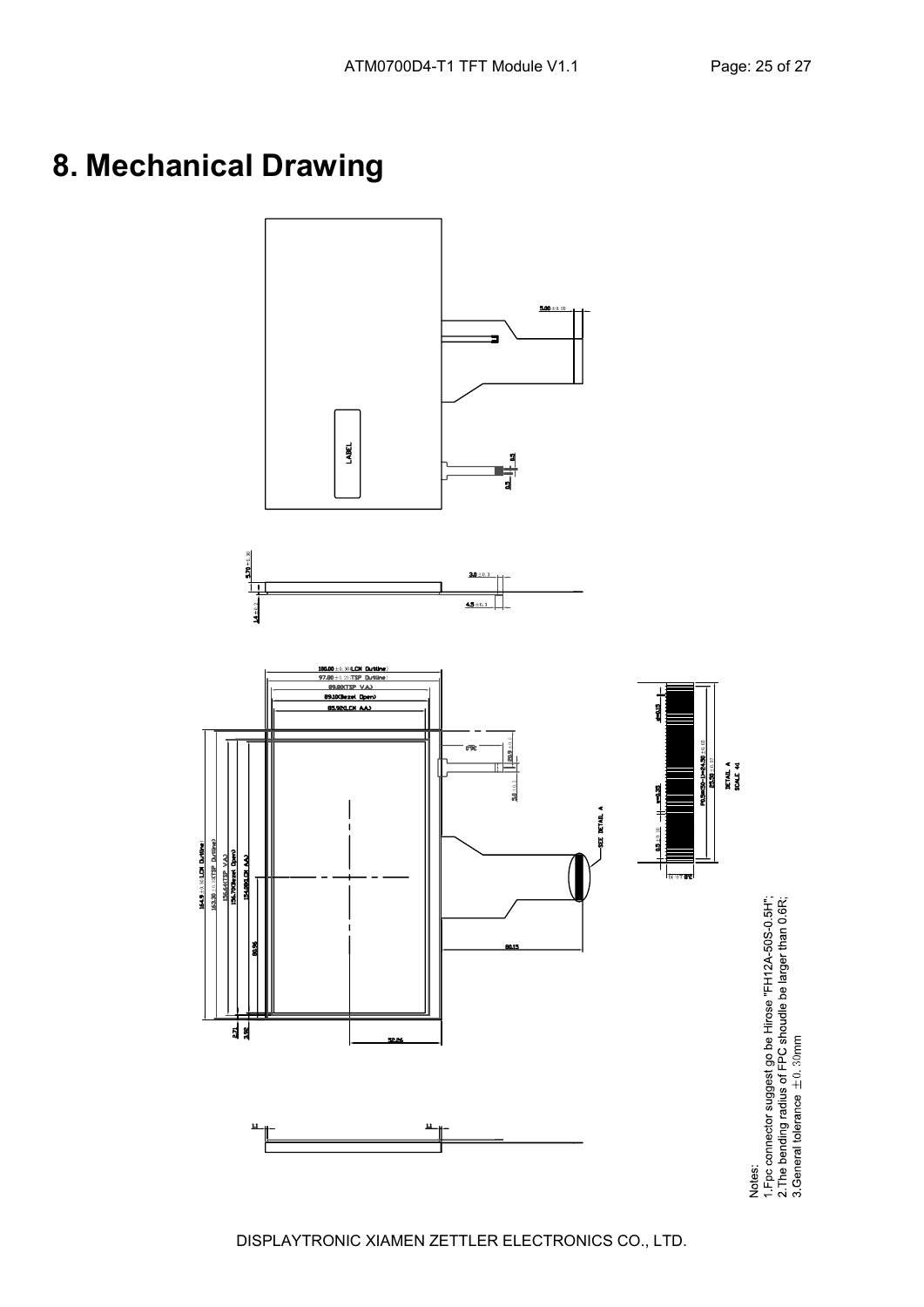# 8. Mechanical Drawing

Notes:
1.Fpc connector suggest go be Hirose "FH12A-50S-0.5H";
2.The bending radius of FPC shoudle be larger than 0.6R;
3.General tolerance ±0.30mm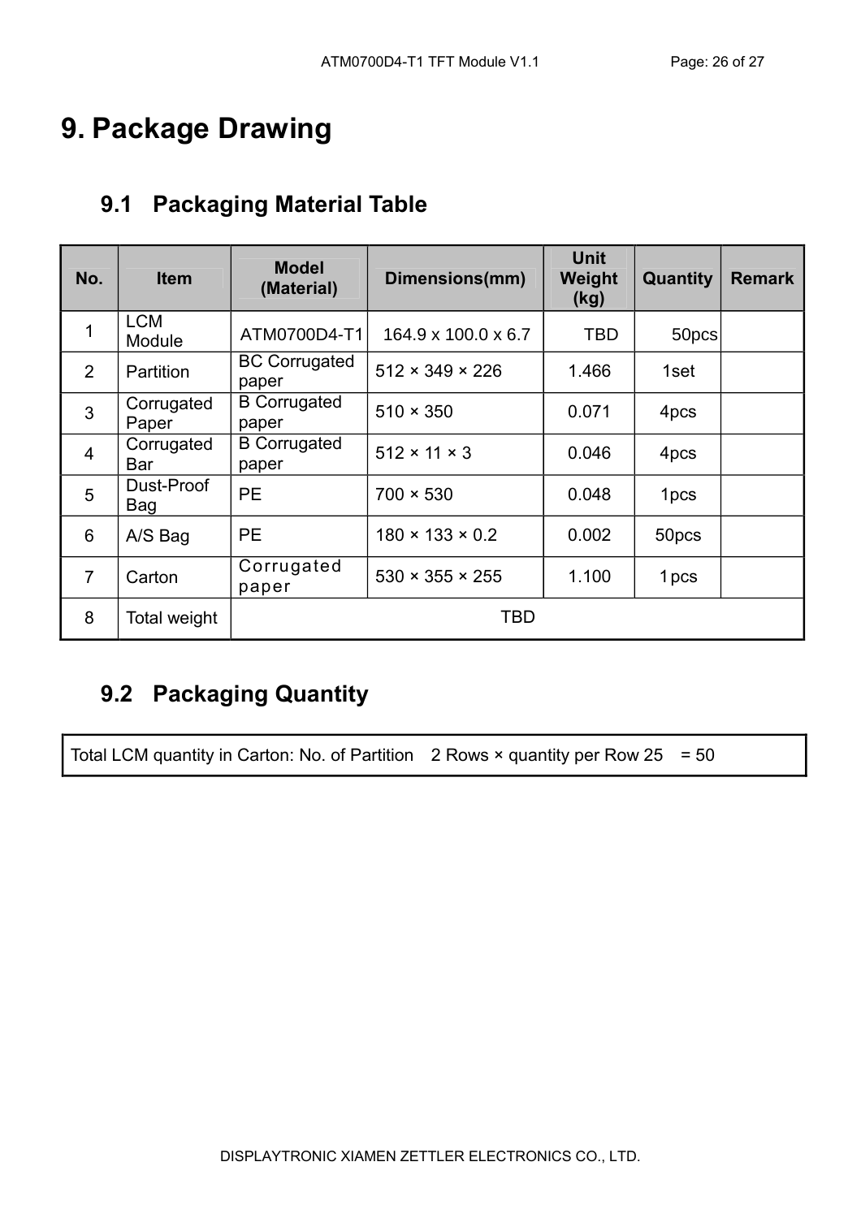# 9. Package Drawing

## 9.1 Packaging Material Table

| No. | Item | Model (Material) | Dimensions(mm) | Unit Weight (kg) | Quantity | Remark |
|---|---|---|---|---|---|---|
| 1 | LCM Module | ATM0700D4-T1 | 164.9 x 100.0 x 6.7 | TBD | 50pcs | |
| 2 | Partition | BC Corrugated paper | 512 × 349 × 226 | 1.466 | 1set | |
| 3 | Corrugated Paper | B Corrugated paper | 510 × 350 | 0.071 | 4pcs | |
| 4 | Corrugated Bar | B Corrugated paper | 512 × 11 × 3 | 0.046 | 4pcs | |
| 5 | Dust-Proof Bag | PE | 700 × 530 | 0.048 | 1pcs | |
| 6 | A/S Bag | PE | 180 × 133 × 0.2 | 0.002 | 50pcs | |
| 7 | Carton | Corrugated paper | 530 × 355 × 255 | 1.100 | 1pcs | |
| 8 | Total weight | TBD | | | | |

## 9.2 Packaging Quantity

| Total LCM quantity in Carton: No. of Partition 2 Rows × quantity per Row 25 = 50 |
|---|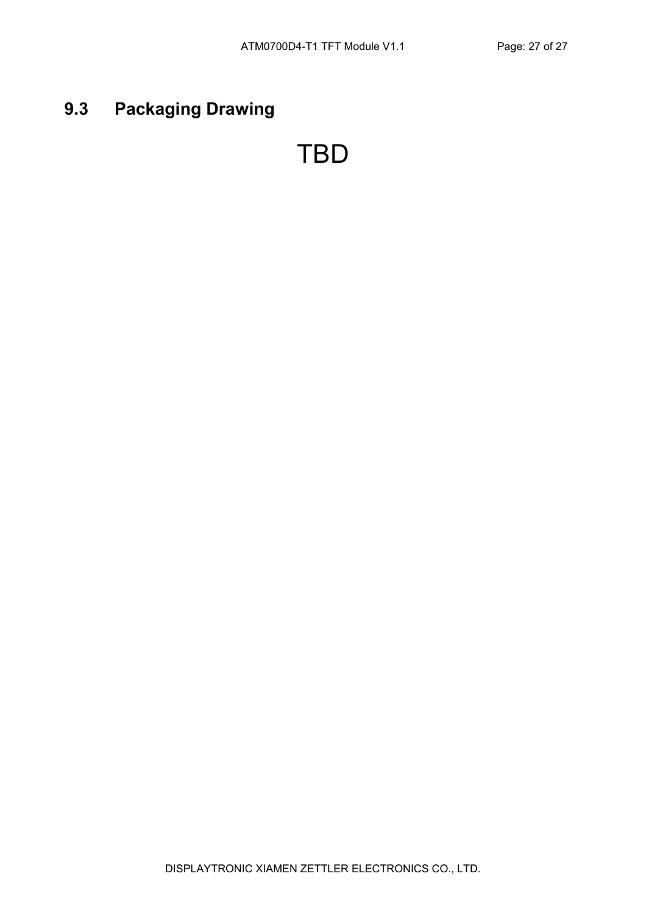## 9.3 Packaging Drawing

TBD